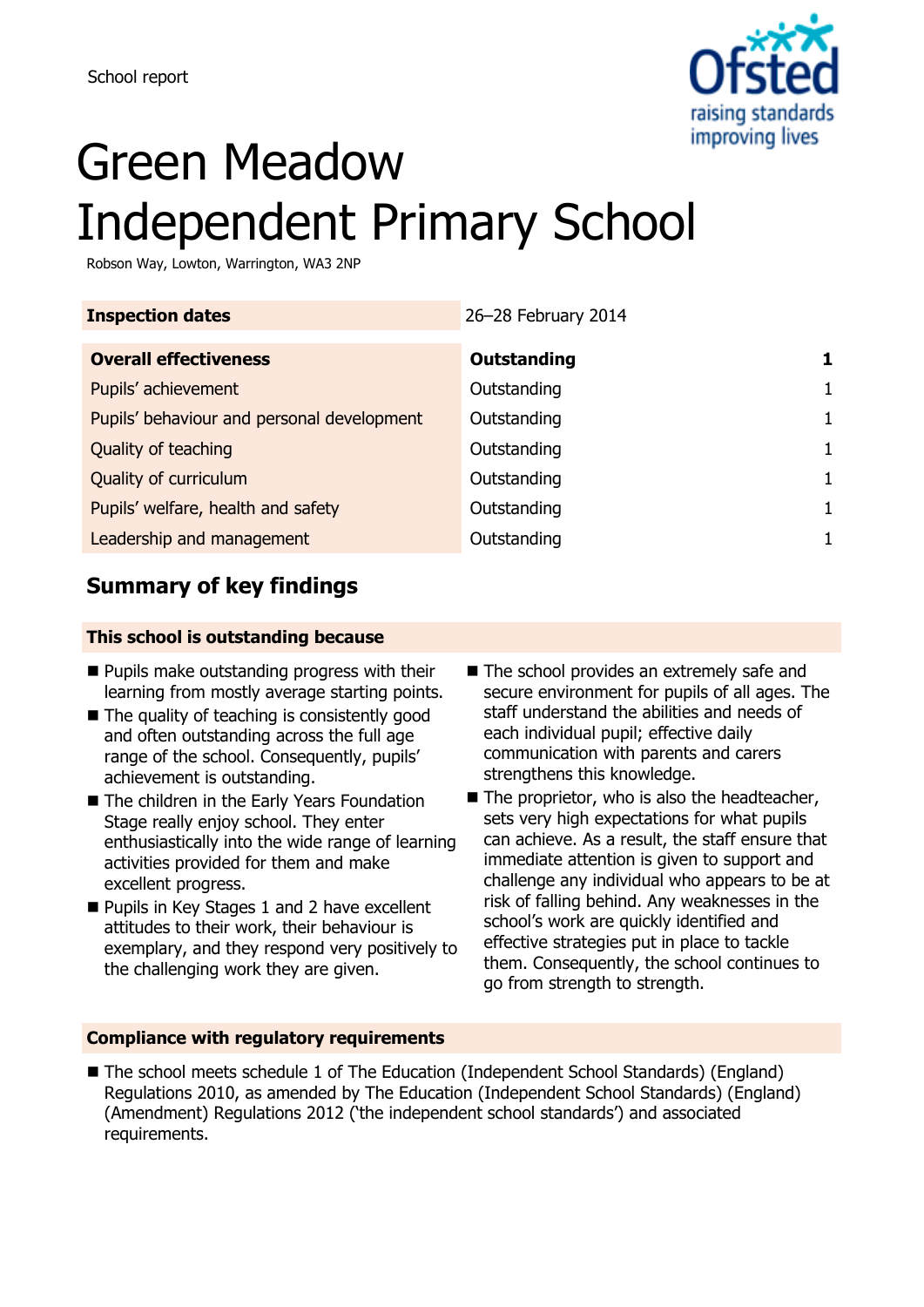School report

# Green Meadow Independent Primary School

Robson Way, Lowton, Warrington, WA3 2NP

| **Inspection dates** | 26–28 February 2014 | |
|---|---|---|
| **Overall effectiveness** | **Outstanding** | **1** |
| Pupils' achievement | Outstanding | 1 |
| Pupils' behaviour and personal development | Outstanding | 1 |
| Quality of teaching | Outstanding | 1 |
| Quality of curriculum | Outstanding | 1 |
| Pupils' welfare, health and safety | Outstanding | 1 |
| Leadership and management | Outstanding | 1 |

## Summary of key findings

### This school is outstanding because

- Pupils make outstanding progress with their learning from mostly average starting points.
- The quality of teaching is consistently good and often outstanding across the full age range of the school. Consequently, pupils' achievement is outstanding.
- The children in the Early Years Foundation Stage really enjoy school. They enter enthusiastically into the wide range of learning activities provided for them and make excellent progress.
- Pupils in Key Stages 1 and 2 have excellent attitudes to their work, their behaviour is exemplary, and they respond very positively to the challenging work they are given.
- The school provides an extremely safe and secure environment for pupils of all ages. The staff understand the abilities and needs of each individual pupil; effective daily communication with parents and carers strengthens this knowledge.
- The proprietor, who is also the headteacher, sets very high expectations for what pupils can achieve. As a result, the staff ensure that immediate attention is given to support and challenge any individual who appears to be at risk of falling behind. Any weaknesses in the school's work are quickly identified and effective strategies put in place to tackle them. Consequently, the school continues to go from strength to strength.

### Compliance with regulatory requirements

- The school meets schedule 1 of The Education (Independent School Standards) (England) Regulations 2010, as amended by The Education (Independent School Standards) (England) (Amendment) Regulations 2012 ('the independent school standards') and associated requirements.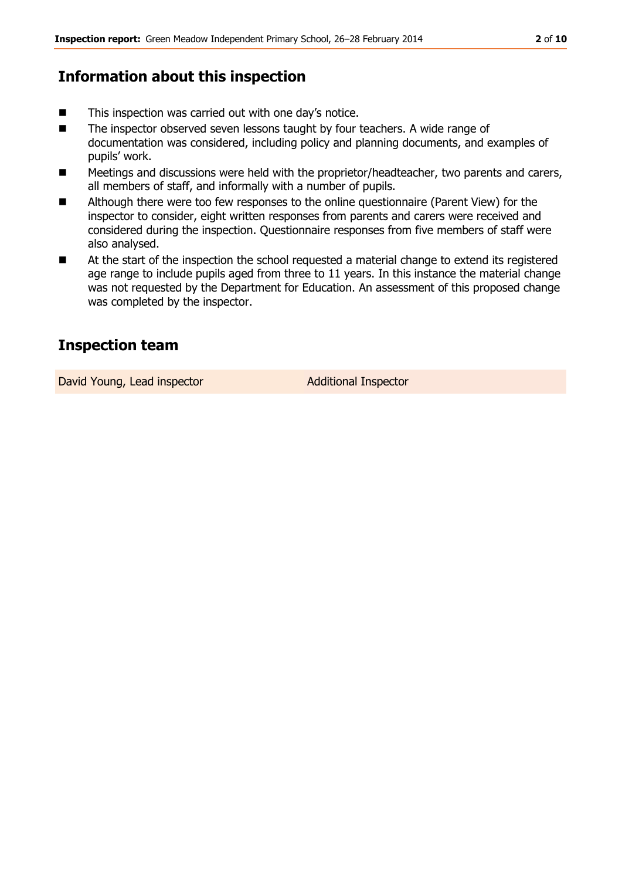## Information about this inspection

- This inspection was carried out with one day's notice.
- The inspector observed seven lessons taught by four teachers. A wide range of documentation was considered, including policy and planning documents, and examples of pupils' work.
- Meetings and discussions were held with the proprietor/headteacher, two parents and carers, all members of staff, and informally with a number of pupils.
- Although there were too few responses to the online questionnaire (Parent View) for the inspector to consider, eight written responses from parents and carers were received and considered during the inspection. Questionnaire responses from five members of staff were also analysed.
- At the start of the inspection the school requested a material change to extend its registered age range to include pupils aged from three to 11 years. In this instance the material change was not requested by the Department for Education. An assessment of this proposed change was completed by the inspector.

## Inspection team

| | |
|---|---|
| David Young, Lead inspector | Additional Inspector |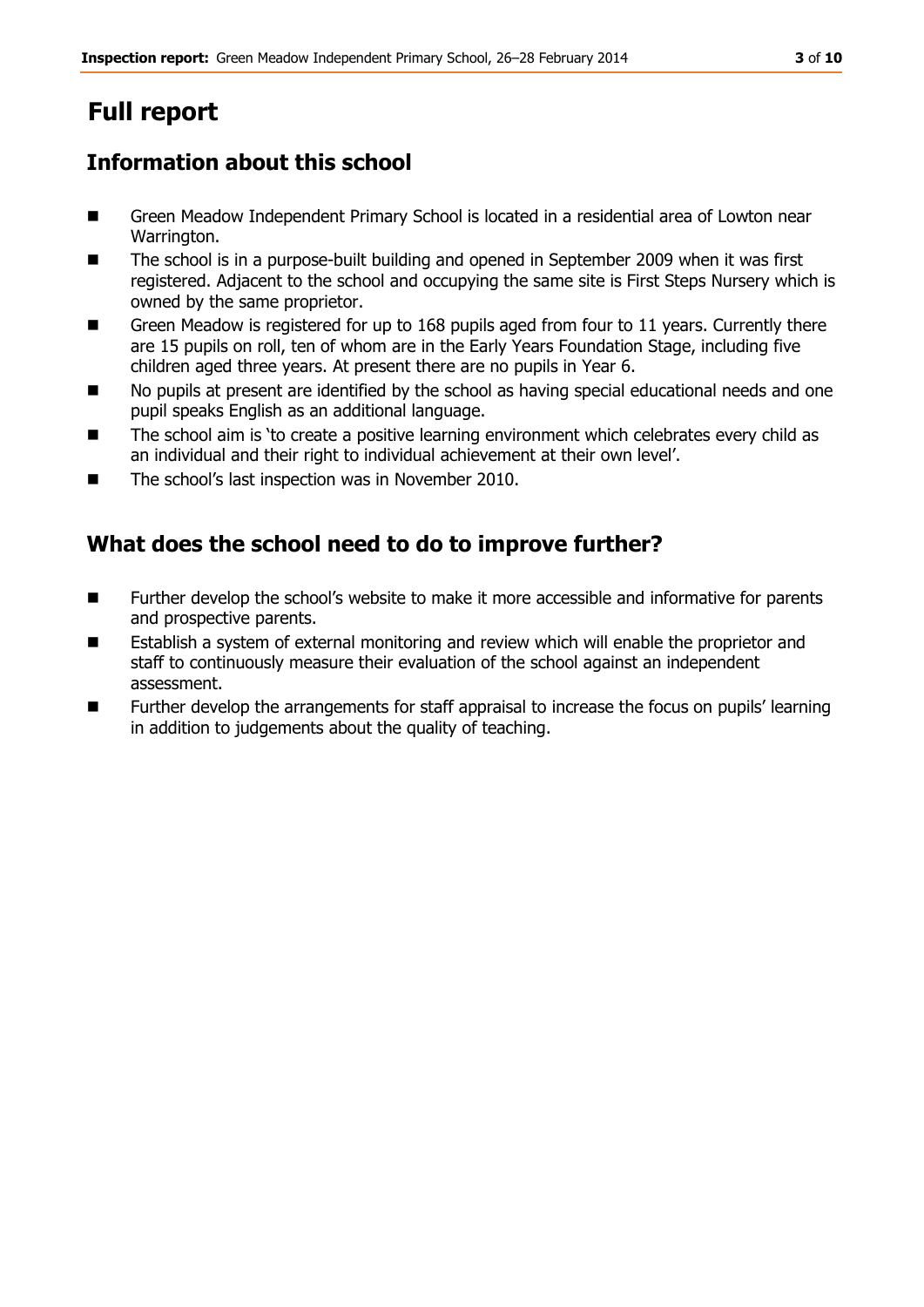# Full report

## Information about this school

- Green Meadow Independent Primary School is located in a residential area of Lowton near Warrington.
- The school is in a purpose-built building and opened in September 2009 when it was first registered. Adjacent to the school and occupying the same site is First Steps Nursery which is owned by the same proprietor.
- Green Meadow is registered for up to 168 pupils aged from four to 11 years. Currently there are 15 pupils on roll, ten of whom are in the Early Years Foundation Stage, including five children aged three years. At present there are no pupils in Year 6.
- No pupils at present are identified by the school as having special educational needs and one pupil speaks English as an additional language.
- The school aim is 'to create a positive learning environment which celebrates every child as an individual and their right to individual achievement at their own level'.
- The school's last inspection was in November 2010.

## What does the school need to do to improve further?

- Further develop the school's website to make it more accessible and informative for parents and prospective parents.
- Establish a system of external monitoring and review which will enable the proprietor and staff to continuously measure their evaluation of the school against an independent assessment.
- Further develop the arrangements for staff appraisal to increase the focus on pupils' learning in addition to judgements about the quality of teaching.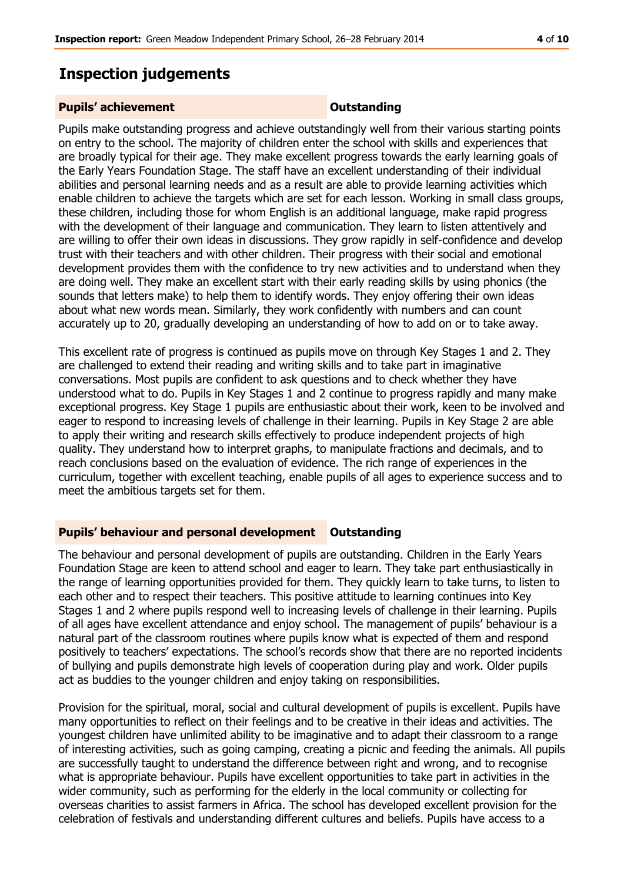## Inspection judgements

**Pupils' achievement** **Outstanding**

Pupils make outstanding progress and achieve outstandingly well from their various starting points on entry to the school. The majority of children enter the school with skills and experiences that are broadly typical for their age. They make excellent progress towards the early learning goals of the Early Years Foundation Stage. The staff have an excellent understanding of their individual abilities and personal learning needs and as a result are able to provide learning activities which enable children to achieve the targets which are set for each lesson. Working in small class groups, these children, including those for whom English is an additional language, make rapid progress with the development of their language and communication. They learn to listen attentively and are willing to offer their own ideas in discussions. They grow rapidly in self-confidence and develop trust with their teachers and with other children. Their progress with their social and emotional development provides them with the confidence to try new activities and to understand when they are doing well. They make an excellent start with their early reading skills by using phonics (the sounds that letters make) to help them to identify words. They enjoy offering their own ideas about what new words mean. Similarly, they work confidently with numbers and can count accurately up to 20, gradually developing an understanding of how to add on or to take away.

This excellent rate of progress is continued as pupils move on through Key Stages 1 and 2. They are challenged to extend their reading and writing skills and to take part in imaginative conversations. Most pupils are confident to ask questions and to check whether they have understood what to do. Pupils in Key Stages 1 and 2 continue to progress rapidly and many make exceptional progress. Key Stage 1 pupils are enthusiastic about their work, keen to be involved and eager to respond to increasing levels of challenge in their learning. Pupils in Key Stage 2 are able to apply their writing and research skills effectively to produce independent projects of high quality. They understand how to interpret graphs, to manipulate fractions and decimals, and to reach conclusions based on the evaluation of evidence. The rich range of experiences in the curriculum, together with excellent teaching, enable pupils of all ages to experience success and to meet the ambitious targets set for them.

**Pupils' behaviour and personal development** **Outstanding**

The behaviour and personal development of pupils are outstanding. Children in the Early Years Foundation Stage are keen to attend school and eager to learn. They take part enthusiastically in the range of learning opportunities provided for them. They quickly learn to take turns, to listen to each other and to respect their teachers. This positive attitude to learning continues into Key Stages 1 and 2 where pupils respond well to increasing levels of challenge in their learning. Pupils of all ages have excellent attendance and enjoy school. The management of pupils' behaviour is a natural part of the classroom routines where pupils know what is expected of them and respond positively to teachers' expectations. The school's records show that there are no reported incidents of bullying and pupils demonstrate high levels of cooperation during play and work. Older pupils act as buddies to the younger children and enjoy taking on responsibilities.

Provision for the spiritual, moral, social and cultural development of pupils is excellent. Pupils have many opportunities to reflect on their feelings and to be creative in their ideas and activities. The youngest children have unlimited ability to be imaginative and to adapt their classroom to a range of interesting activities, such as going camping, creating a picnic and feeding the animals. All pupils are successfully taught to understand the difference between right and wrong, and to recognise what is appropriate behaviour. Pupils have excellent opportunities to take part in activities in the wider community, such as performing for the elderly in the local community or collecting for overseas charities to assist farmers in Africa. The school has developed excellent provision for the celebration of festivals and understanding different cultures and beliefs. Pupils have access to a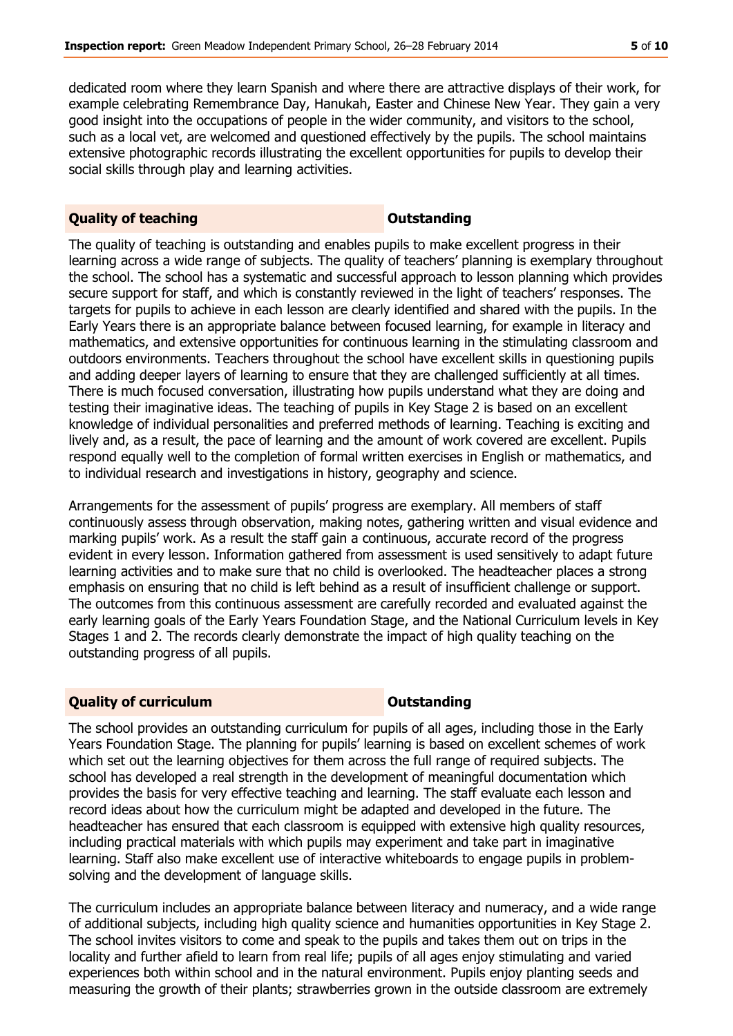dedicated room where they learn Spanish and where there are attractive displays of their work, for example celebrating Remembrance Day, Hanukah, Easter and Chinese New Year. They gain a very good insight into the occupations of people in the wider community, and visitors to the school, such as a local vet, are welcomed and questioned effectively by the pupils. The school maintains extensive photographic records illustrating the excellent opportunities for pupils to develop their social skills through play and learning activities.

| **Quality of teaching** | **Outstanding** |
|---|---|

The quality of teaching is outstanding and enables pupils to make excellent progress in their learning across a wide range of subjects. The quality of teachers' planning is exemplary throughout the school. The school has a systematic and successful approach to lesson planning which provides secure support for staff, and which is constantly reviewed in the light of teachers' responses. The targets for pupils to achieve in each lesson are clearly identified and shared with the pupils. In the Early Years there is an appropriate balance between focused learning, for example in literacy and mathematics, and extensive opportunities for continuous learning in the stimulating classroom and outdoors environments. Teachers throughout the school have excellent skills in questioning pupils and adding deeper layers of learning to ensure that they are challenged sufficiently at all times. There is much focused conversation, illustrating how pupils understand what they are doing and testing their imaginative ideas. The teaching of pupils in Key Stage 2 is based on an excellent knowledge of individual personalities and preferred methods of learning. Teaching is exciting and lively and, as a result, the pace of learning and the amount of work covered are excellent. Pupils respond equally well to the completion of formal written exercises in English or mathematics, and to individual research and investigations in history, geography and science.

Arrangements for the assessment of pupils' progress are exemplary. All members of staff continuously assess through observation, making notes, gathering written and visual evidence and marking pupils' work. As a result the staff gain a continuous, accurate record of the progress evident in every lesson. Information gathered from assessment is used sensitively to adapt future learning activities and to make sure that no child is overlooked. The headteacher places a strong emphasis on ensuring that no child is left behind as a result of insufficient challenge or support. The outcomes from this continuous assessment are carefully recorded and evaluated against the early learning goals of the Early Years Foundation Stage, and the National Curriculum levels in Key Stages 1 and 2. The records clearly demonstrate the impact of high quality teaching on the outstanding progress of all pupils.

| **Quality of curriculum** | **Outstanding** |
|---|---|

The school provides an outstanding curriculum for pupils of all ages, including those in the Early Years Foundation Stage. The planning for pupils' learning is based on excellent schemes of work which set out the learning objectives for them across the full range of required subjects. The school has developed a real strength in the development of meaningful documentation which provides the basis for very effective teaching and learning. The staff evaluate each lesson and record ideas about how the curriculum might be adapted and developed in the future. The headteacher has ensured that each classroom is equipped with extensive high quality resources, including practical materials with which pupils may experiment and take part in imaginative learning. Staff also make excellent use of interactive whiteboards to engage pupils in problem-solving and the development of language skills.

The curriculum includes an appropriate balance between literacy and numeracy, and a wide range of additional subjects, including high quality science and humanities opportunities in Key Stage 2. The school invites visitors to come and speak to the pupils and takes them out on trips in the locality and further afield to learn from real life; pupils of all ages enjoy stimulating and varied experiences both within school and in the natural environment. Pupils enjoy planting seeds and measuring the growth of their plants; strawberries grown in the outside classroom are extremely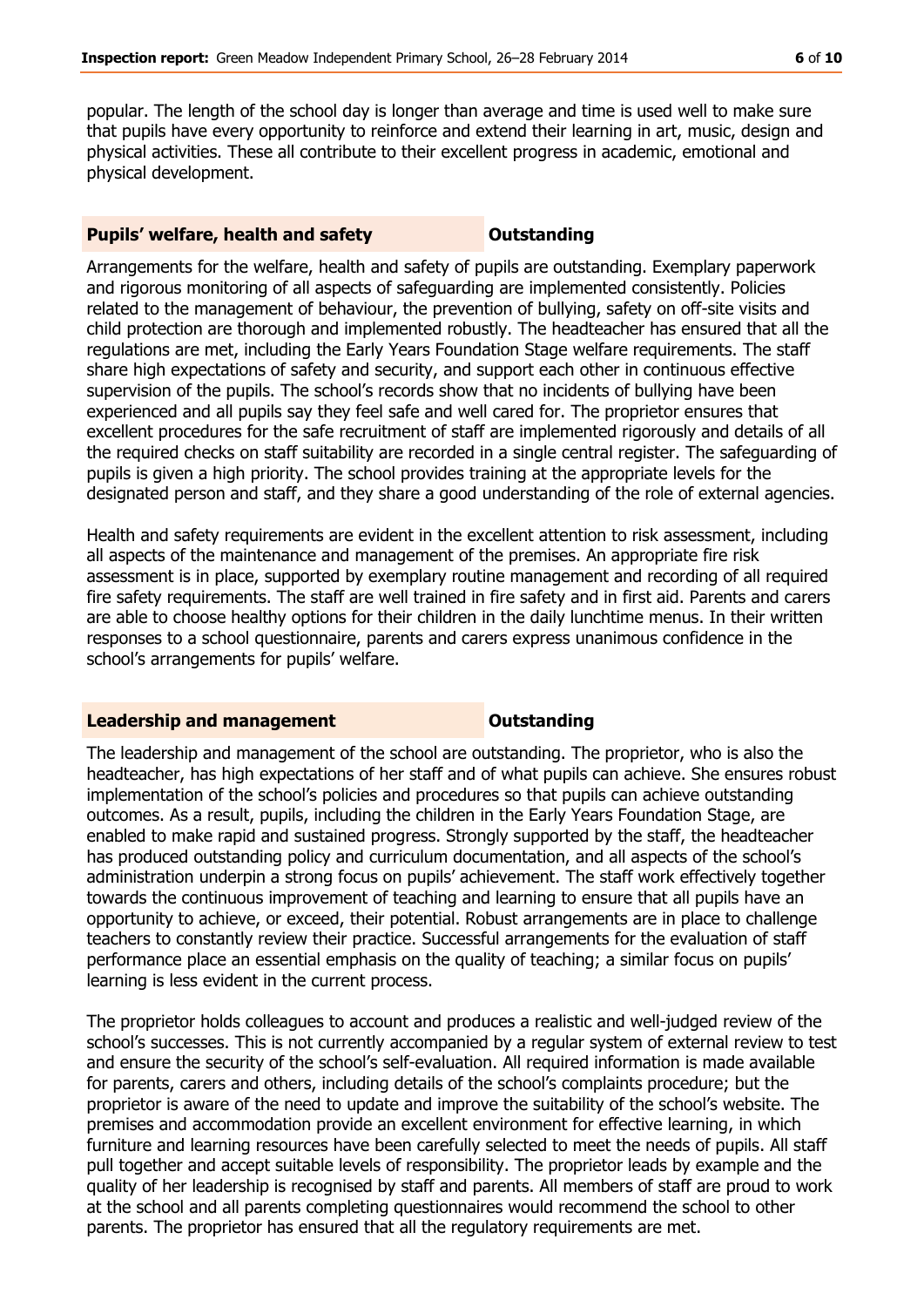popular. The length of the school day is longer than average and time is used well to make sure that pupils have every opportunity to reinforce and extend their learning in art, music, design and physical activities. These all contribute to their excellent progress in academic, emotional and physical development.

### Pupils' welfare, health and safety — Outstanding

Arrangements for the welfare, health and safety of pupils are outstanding. Exemplary paperwork and rigorous monitoring of all aspects of safeguarding are implemented consistently. Policies related to the management of behaviour, the prevention of bullying, safety on off-site visits and child protection are thorough and implemented robustly. The headteacher has ensured that all the regulations are met, including the Early Years Foundation Stage welfare requirements. The staff share high expectations of safety and security, and support each other in continuous effective supervision of the pupils. The school's records show that no incidents of bullying have been experienced and all pupils say they feel safe and well cared for. The proprietor ensures that excellent procedures for the safe recruitment of staff are implemented rigorously and details of all the required checks on staff suitability are recorded in a single central register. The safeguarding of pupils is given a high priority. The school provides training at the appropriate levels for the designated person and staff, and they share a good understanding of the role of external agencies.

Health and safety requirements are evident in the excellent attention to risk assessment, including all aspects of the maintenance and management of the premises. An appropriate fire risk assessment is in place, supported by exemplary routine management and recording of all required fire safety requirements. The staff are well trained in fire safety and in first aid. Parents and carers are able to choose healthy options for their children in the daily lunchtime menus. In their written responses to a school questionnaire, parents and carers express unanimous confidence in the school's arrangements for pupils' welfare.

### Leadership and management — Outstanding

The leadership and management of the school are outstanding. The proprietor, who is also the headteacher, has high expectations of her staff and of what pupils can achieve. She ensures robust implementation of the school's policies and procedures so that pupils can achieve outstanding outcomes. As a result, pupils, including the children in the Early Years Foundation Stage, are enabled to make rapid and sustained progress. Strongly supported by the staff, the headteacher has produced outstanding policy and curriculum documentation, and all aspects of the school's administration underpin a strong focus on pupils' achievement. The staff work effectively together towards the continuous improvement of teaching and learning to ensure that all pupils have an opportunity to achieve, or exceed, their potential. Robust arrangements are in place to challenge teachers to constantly review their practice. Successful arrangements for the evaluation of staff performance place an essential emphasis on the quality of teaching; a similar focus on pupils' learning is less evident in the current process.

The proprietor holds colleagues to account and produces a realistic and well-judged review of the school's successes. This is not currently accompanied by a regular system of external review to test and ensure the security of the school's self-evaluation. All required information is made available for parents, carers and others, including details of the school's complaints procedure; but the proprietor is aware of the need to update and improve the suitability of the school's website. The premises and accommodation provide an excellent environment for effective learning, in which furniture and learning resources have been carefully selected to meet the needs of pupils. All staff pull together and accept suitable levels of responsibility. The proprietor leads by example and the quality of her leadership is recognised by staff and parents. All members of staff are proud to work at the school and all parents completing questionnaires would recommend the school to other parents. The proprietor has ensured that all the regulatory requirements are met.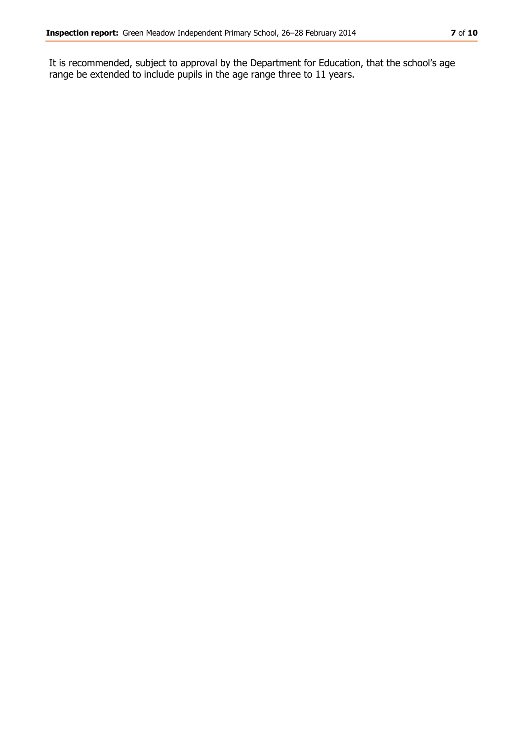It is recommended, subject to approval by the Department for Education, that the school's age range be extended to include pupils in the age range three to 11 years.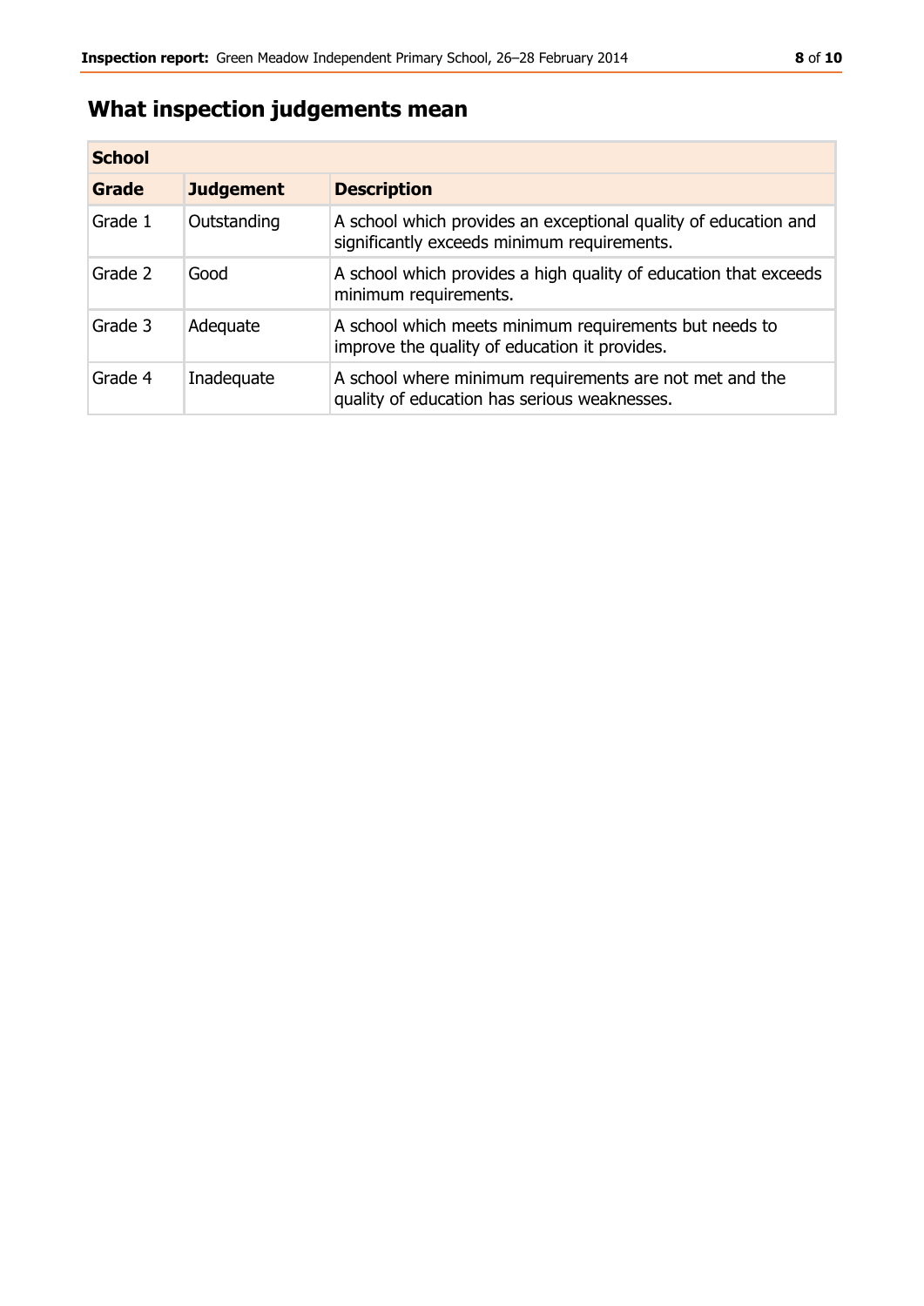## What inspection judgements mean

| School | | |
|---|---|---|
| **Grade** | **Judgement** | **Description** |
| Grade 1 | Outstanding | A school which provides an exceptional quality of education and significantly exceeds minimum requirements. |
| Grade 2 | Good | A school which provides a high quality of education that exceeds minimum requirements. |
| Grade 3 | Adequate | A school which meets minimum requirements but needs to improve the quality of education it provides. |
| Grade 4 | Inadequate | A school where minimum requirements are not met and the quality of education has serious weaknesses. |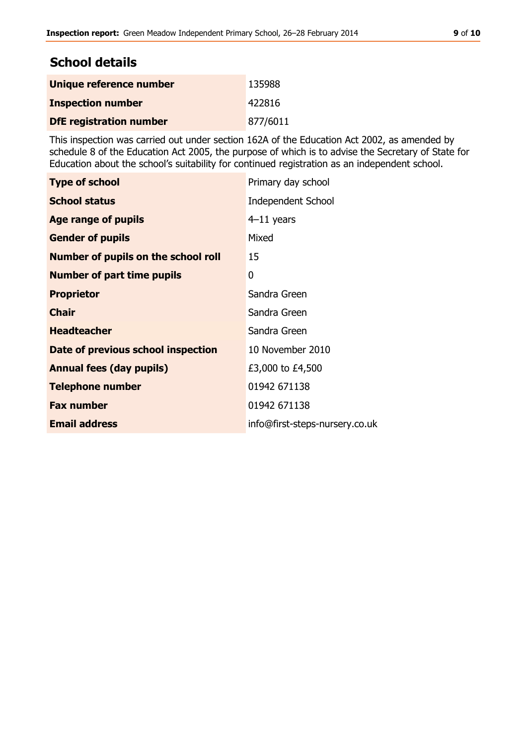## School details

| | |
|---|---|
| **Unique reference number** | 135988 |
| **Inspection number** | 422816 |
| **DfE registration number** | 877/6011 |

This inspection was carried out under section 162A of the Education Act 2002, as amended by schedule 8 of the Education Act 2005, the purpose of which is to advise the Secretary of State for Education about the school's suitability for continued registration as an independent school.

| | |
|---|---|
| **Type of school** | Primary day school |
| **School status** | Independent School |
| **Age range of pupils** | 4–11 years |
| **Gender of pupils** | Mixed |
| **Number of pupils on the school roll** | 15 |
| **Number of part time pupils** | 0 |
| **Proprietor** | Sandra Green |
| **Chair** | Sandra Green |
| **Headteacher** | Sandra Green |
| **Date of previous school inspection** | 10 November 2010 |
| **Annual fees (day pupils)** | £3,000 to £4,500 |
| **Telephone number** | 01942 671138 |
| **Fax number** | 01942 671138 |
| **Email address** | info@first-steps-nursery.co.uk |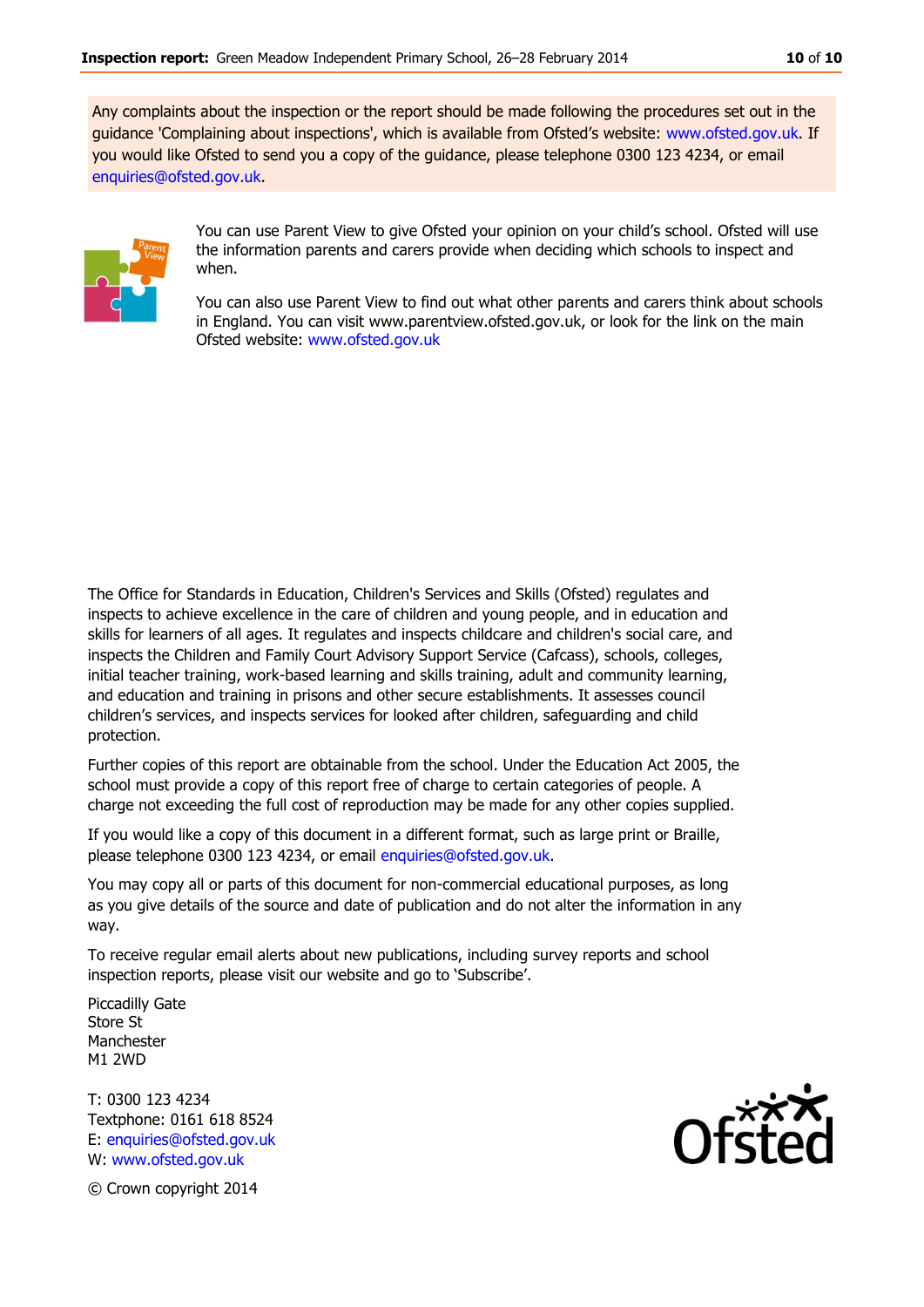Any complaints about the inspection or the report should be made following the procedures set out in the guidance 'Complaining about inspections', which is available from Ofsted's website: www.ofsted.gov.uk. If you would like Ofsted to send you a copy of the guidance, please telephone 0300 123 4234, or email enquiries@ofsted.gov.uk.

You can use Parent View to give Ofsted your opinion on your child's school. Ofsted will use the information parents and carers provide when deciding which schools to inspect and when.

You can also use Parent View to find out what other parents and carers think about schools in England. You can visit www.parentview.ofsted.gov.uk, or look for the link on the main Ofsted website: www.ofsted.gov.uk

The Office for Standards in Education, Children's Services and Skills (Ofsted) regulates and inspects to achieve excellence in the care of children and young people, and in education and skills for learners of all ages. It regulates and inspects childcare and children's social care, and inspects the Children and Family Court Advisory Support Service (Cafcass), schools, colleges, initial teacher training, work-based learning and skills training, adult and community learning, and education and training in prisons and other secure establishments. It assesses council children's services, and inspects services for looked after children, safeguarding and child protection.

Further copies of this report are obtainable from the school. Under the Education Act 2005, the school must provide a copy of this report free of charge to certain categories of people. A charge not exceeding the full cost of reproduction may be made for any other copies supplied.

If you would like a copy of this document in a different format, such as large print or Braille, please telephone 0300 123 4234, or email enquiries@ofsted.gov.uk.

You may copy all or parts of this document for non-commercial educational purposes, as long as you give details of the source and date of publication and do not alter the information in any way.

To receive regular email alerts about new publications, including survey reports and school inspection reports, please visit our website and go to 'Subscribe'.

Piccadilly Gate
Store St
Manchester
M1 2WD

T: 0300 123 4234
Textphone: 0161 618 8524
E: enquiries@ofsted.gov.uk
W: www.ofsted.gov.uk

© Crown copyright 2014